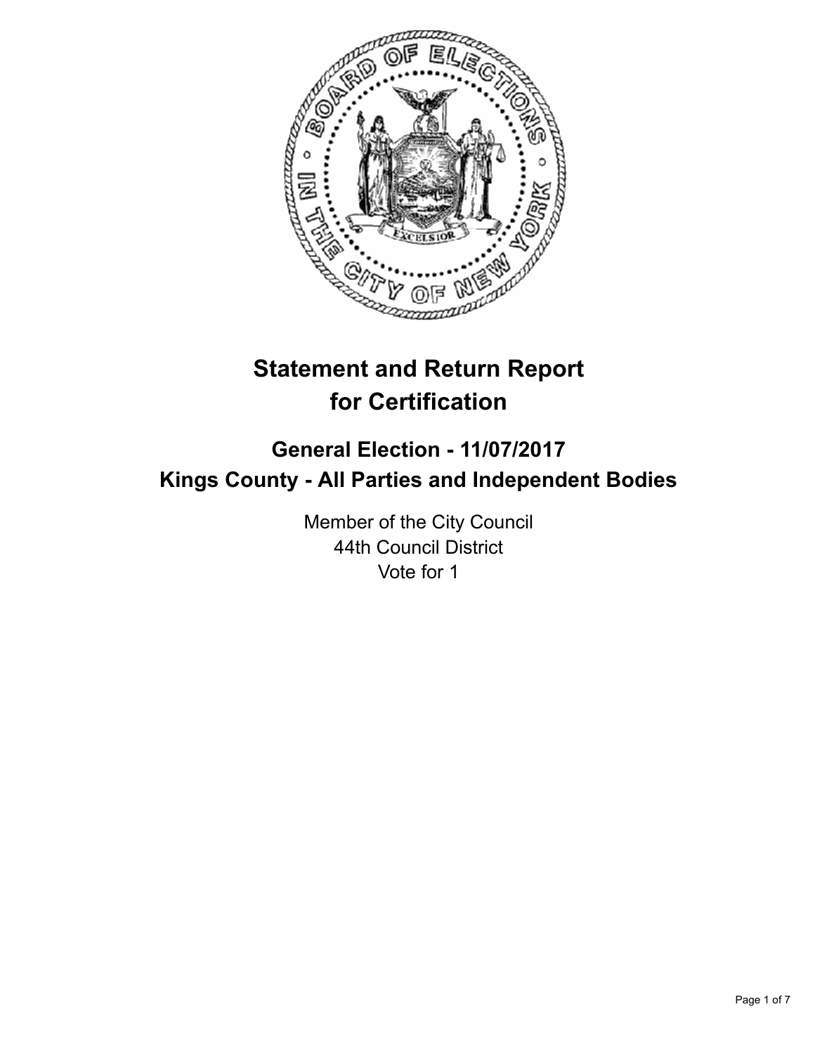# Statement and Return Report for Certification

## General Election - 11/07/2017
## Kings County - All Parties and Independent Bodies

Member of the City Council
44th Council District
Vote for 1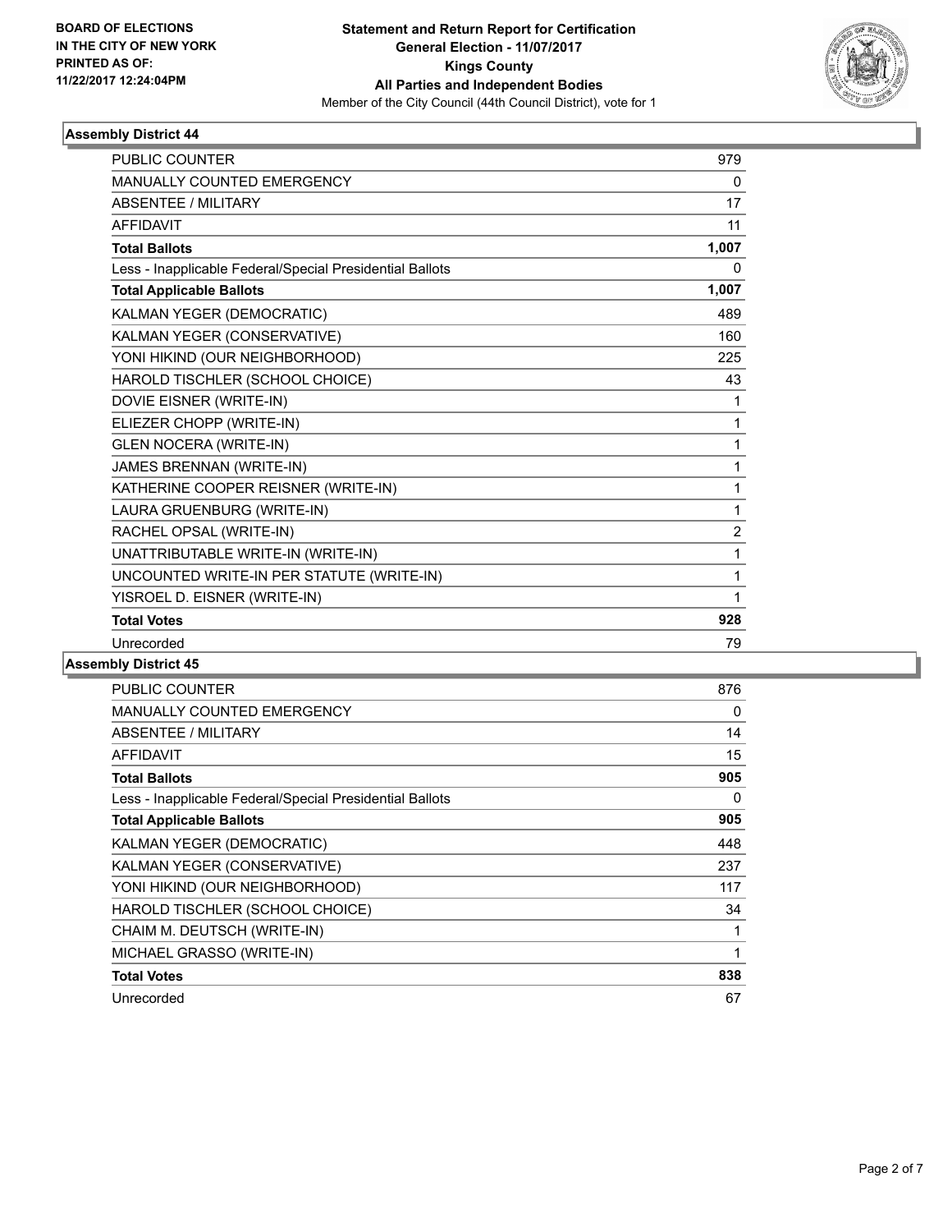BOARD OF ELECTIONS
IN THE CITY OF NEW YORK
PRINTED AS OF:
11/22/2017 12:24:04PM

**Statement and Return Report for Certification**
**General Election - 11/07/2017**
**Kings County**
**All Parties and Independent Bodies**
Member of the City Council (44th Council District), vote for 1

### Assembly District 44

| | |
|---|---|
| PUBLIC COUNTER | 979 |
| MANUALLY COUNTED EMERGENCY | 0 |
| ABSENTEE / MILITARY | 17 |
| AFFIDAVIT | 11 |
| **Total Ballots** | **1,007** |
| Less - Inapplicable Federal/Special Presidential Ballots | 0 |
| **Total Applicable Ballots** | **1,007** |
| KALMAN YEGER (DEMOCRATIC) | 489 |
| KALMAN YEGER (CONSERVATIVE) | 160 |
| YONI HIKIND (OUR NEIGHBORHOOD) | 225 |
| HAROLD TISCHLER (SCHOOL CHOICE) | 43 |
| DOVIE EISNER (WRITE-IN) | 1 |
| ELIEZER CHOPP (WRITE-IN) | 1 |
| GLEN NOCERA (WRITE-IN) | 1 |
| JAMES BRENNAN (WRITE-IN) | 1 |
| KATHERINE COOPER REISNER (WRITE-IN) | 1 |
| LAURA GRUENBURG (WRITE-IN) | 1 |
| RACHEL OPSAL (WRITE-IN) | 2 |
| UNATTRIBUTABLE WRITE-IN (WRITE-IN) | 1 |
| UNCOUNTED WRITE-IN PER STATUTE (WRITE-IN) | 1 |
| YISROEL D. EISNER (WRITE-IN) | 1 |
| **Total Votes** | **928** |
| Unrecorded | 79 |

### Assembly District 45

| | |
|---|---|
| PUBLIC COUNTER | 876 |
| MANUALLY COUNTED EMERGENCY | 0 |
| ABSENTEE / MILITARY | 14 |
| AFFIDAVIT | 15 |
| **Total Ballots** | **905** |
| Less - Inapplicable Federal/Special Presidential Ballots | 0 |
| **Total Applicable Ballots** | **905** |
| KALMAN YEGER (DEMOCRATIC) | 448 |
| KALMAN YEGER (CONSERVATIVE) | 237 |
| YONI HIKIND (OUR NEIGHBORHOOD) | 117 |
| HAROLD TISCHLER (SCHOOL CHOICE) | 34 |
| CHAIM M. DEUTSCH (WRITE-IN) | 1 |
| MICHAEL GRASSO (WRITE-IN) | 1 |
| **Total Votes** | **838** |
| Unrecorded | 67 |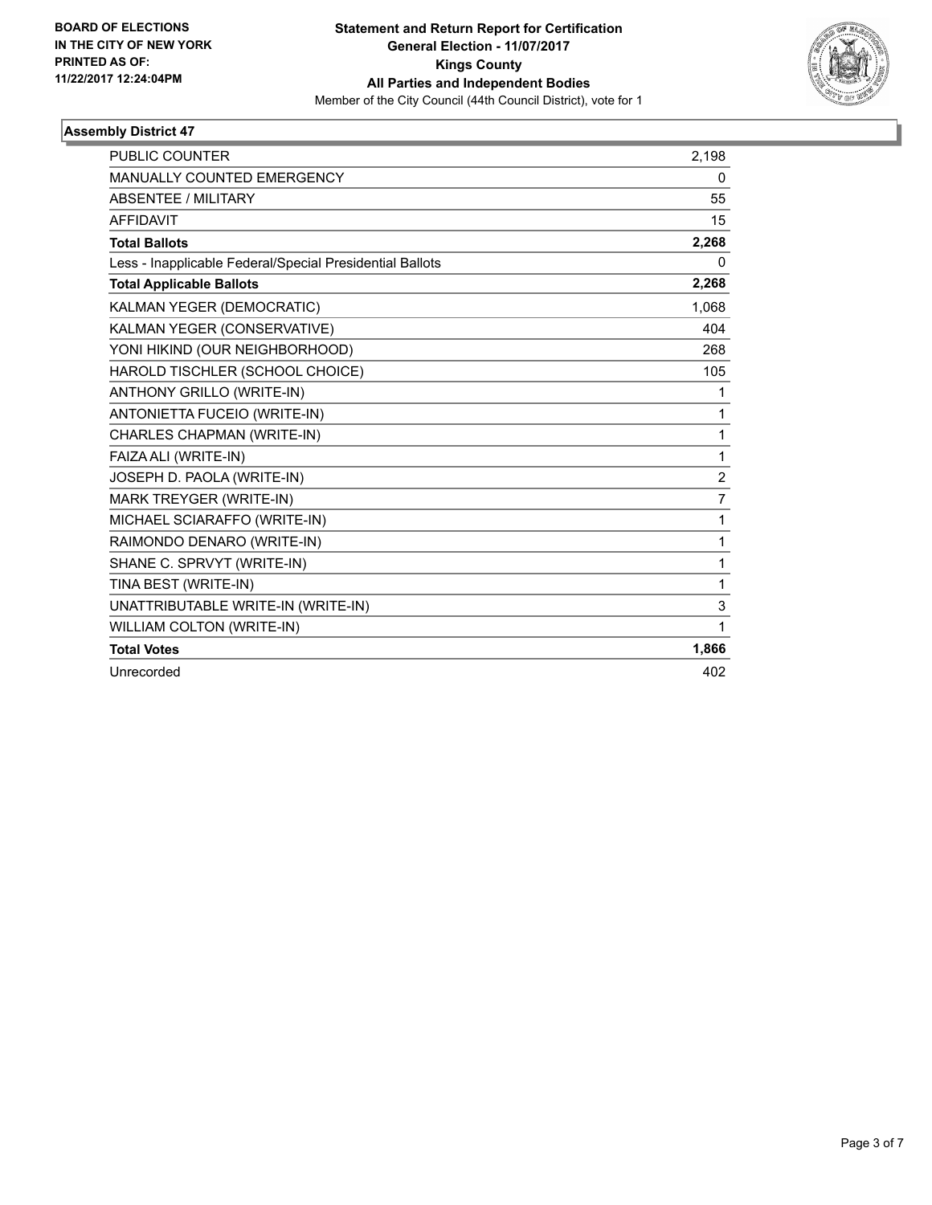BOARD OF ELECTIONS
IN THE CITY OF NEW YORK
PRINTED AS OF:
11/22/2017 12:24:04PM

**Statement and Return Report for Certification**
**General Election - 11/07/2017**
**Kings County**
**All Parties and Independent Bodies**
Member of the City Council (44th Council District), vote for 1

## Assembly District 47

| | |
|---|---|
| PUBLIC COUNTER | 2,198 |
| MANUALLY COUNTED EMERGENCY | 0 |
| ABSENTEE / MILITARY | 55 |
| AFFIDAVIT | 15 |
| **Total Ballots** | **2,268** |
| Less - Inapplicable Federal/Special Presidential Ballots | 0 |
| **Total Applicable Ballots** | **2,268** |
| KALMAN YEGER (DEMOCRATIC) | 1,068 |
| KALMAN YEGER (CONSERVATIVE) | 404 |
| YONI HIKIND (OUR NEIGHBORHOOD) | 268 |
| HAROLD TISCHLER (SCHOOL CHOICE) | 105 |
| ANTHONY GRILLO (WRITE-IN) | 1 |
| ANTONIETTA FUCEIO (WRITE-IN) | 1 |
| CHARLES CHAPMAN (WRITE-IN) | 1 |
| FAIZA ALI (WRITE-IN) | 1 |
| JOSEPH D. PAOLA (WRITE-IN) | 2 |
| MARK TREYGER (WRITE-IN) | 7 |
| MICHAEL SCIARAFFO (WRITE-IN) | 1 |
| RAIMONDO DENARO (WRITE-IN) | 1 |
| SHANE C. SPRVYT (WRITE-IN) | 1 |
| TINA BEST (WRITE-IN) | 1 |
| UNATTRIBUTABLE WRITE-IN (WRITE-IN) | 3 |
| WILLIAM COLTON (WRITE-IN) | 1 |
| **Total Votes** | **1,866** |
| Unrecorded | 402 |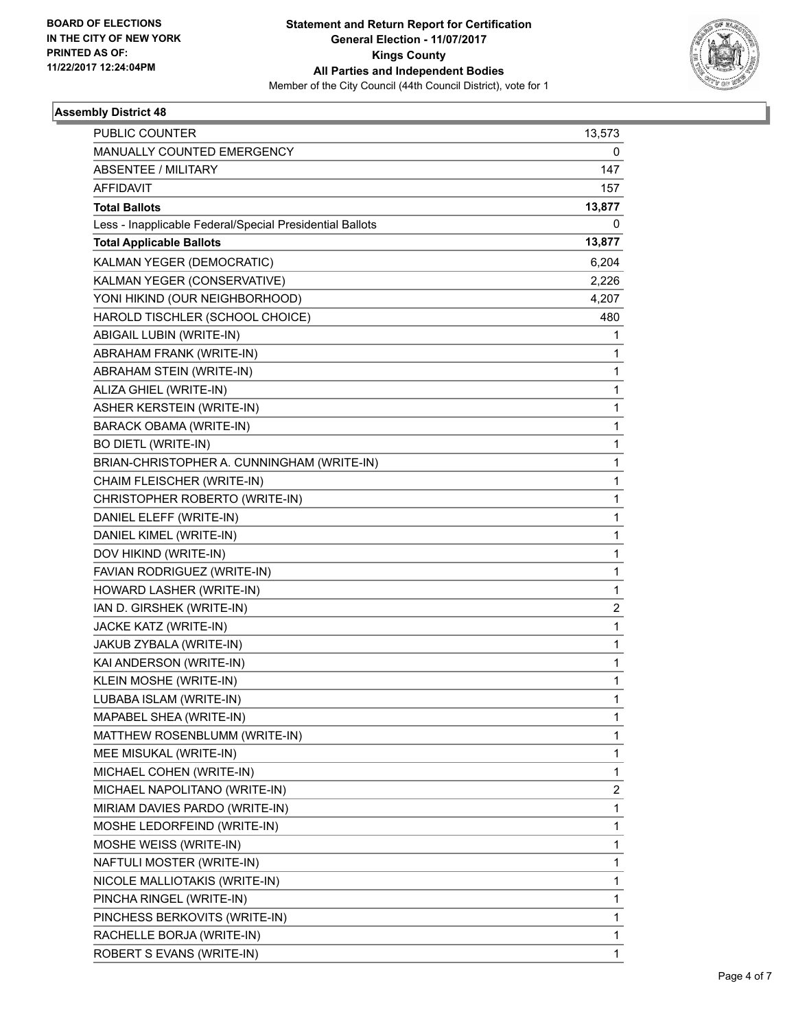**BOARD OF ELECTIONS IN THE CITY OF NEW YORK PRINTED AS OF: 11/22/2017 12:24:04PM**

**Statement and Return Report for Certification General Election - 11/07/2017 Kings County All Parties and Independent Bodies**

Member of the City Council (44th Council District), vote for 1

## Assembly District 48

| | |
|---|---|
| PUBLIC COUNTER | 13,573 |
| MANUALLY COUNTED EMERGENCY | 0 |
| ABSENTEE / MILITARY | 147 |
| AFFIDAVIT | 157 |
| **Total Ballots** | **13,877** |
| Less - Inapplicable Federal/Special Presidential Ballots | 0 |
| **Total Applicable Ballots** | **13,877** |
| KALMAN YEGER (DEMOCRATIC) | 6,204 |
| KALMAN YEGER (CONSERVATIVE) | 2,226 |
| YONI HIKIND (OUR NEIGHBORHOOD) | 4,207 |
| HAROLD TISCHLER (SCHOOL CHOICE) | 480 |
| ABIGAIL LUBIN (WRITE-IN) | 1 |
| ABRAHAM FRANK (WRITE-IN) | 1 |
| ABRAHAM STEIN (WRITE-IN) | 1 |
| ALIZA GHIEL (WRITE-IN) | 1 |
| ASHER KERSTEIN (WRITE-IN) | 1 |
| BARACK OBAMA (WRITE-IN) | 1 |
| BO DIETL (WRITE-IN) | 1 |
| BRIAN-CHRISTOPHER A. CUNNINGHAM (WRITE-IN) | 1 |
| CHAIM FLEISCHER (WRITE-IN) | 1 |
| CHRISTOPHER ROBERTO (WRITE-IN) | 1 |
| DANIEL ELEFF (WRITE-IN) | 1 |
| DANIEL KIMEL (WRITE-IN) | 1 |
| DOV HIKIND (WRITE-IN) | 1 |
| FAVIAN RODRIGUEZ (WRITE-IN) | 1 |
| HOWARD LASHER (WRITE-IN) | 1 |
| IAN D. GIRSHEK (WRITE-IN) | 2 |
| JACKE KATZ (WRITE-IN) | 1 |
| JAKUB ZYBALA (WRITE-IN) | 1 |
| KAI ANDERSON (WRITE-IN) | 1 |
| KLEIN MOSHE (WRITE-IN) | 1 |
| LUBABA ISLAM (WRITE-IN) | 1 |
| MAPABEL SHEA (WRITE-IN) | 1 |
| MATTHEW ROSENBLUMM (WRITE-IN) | 1 |
| MEE MISUKAL (WRITE-IN) | 1 |
| MICHAEL COHEN (WRITE-IN) | 1 |
| MICHAEL NAPOLITANO (WRITE-IN) | 2 |
| MIRIAM DAVIES PARDO (WRITE-IN) | 1 |
| MOSHE LEDORFEIND (WRITE-IN) | 1 |
| MOSHE WEISS (WRITE-IN) | 1 |
| NAFTULI MOSTER (WRITE-IN) | 1 |
| NICOLE MALLIOTAKIS (WRITE-IN) | 1 |
| PINCHA RINGEL (WRITE-IN) | 1 |
| PINCHESS BERKOVITS (WRITE-IN) | 1 |
| RACHELLE BORJA (WRITE-IN) | 1 |
| ROBERT S EVANS (WRITE-IN) | 1 |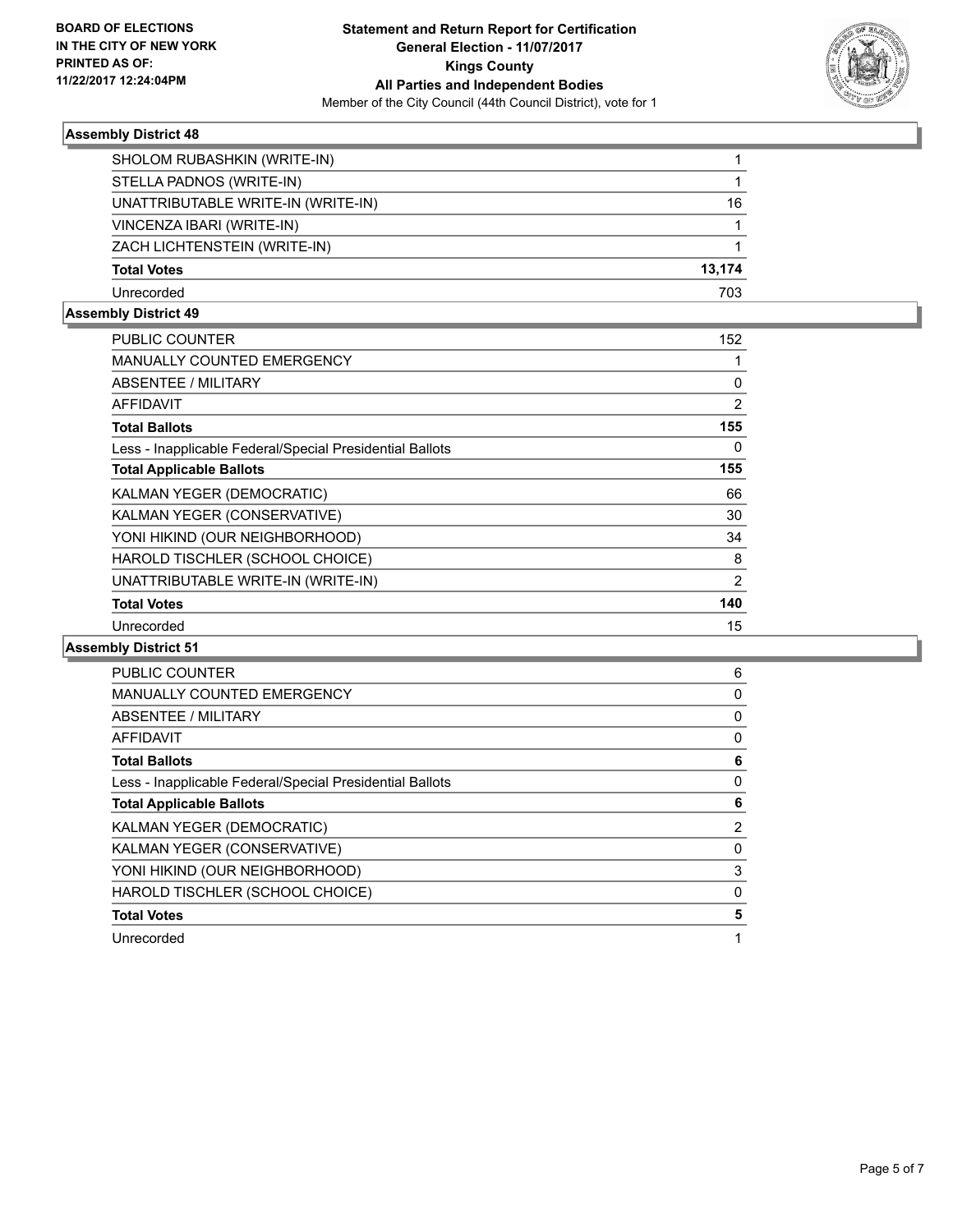**BOARD OF ELECTIONS IN THE CITY OF NEW YORK PRINTED AS OF: 11/22/2017 12:24:04PM**

# Statement and Return Report for Certification
## General Election - 11/07/2017
## Kings County
## All Parties and Independent Bodies
Member of the City Council (44th Council District), vote for 1

### Assembly District 48

| | |
|---|---|
| SHOLOM RUBASHKIN (WRITE-IN) | 1 |
| STELLA PADNOS (WRITE-IN) | 1 |
| UNATTRIBUTABLE WRITE-IN (WRITE-IN) | 16 |
| VINCENZA IBARI (WRITE-IN) | 1 |
| ZACH LICHTENSTEIN (WRITE-IN) | 1 |
| **Total Votes** | **13,174** |
| Unrecorded | 703 |

### Assembly District 49

| | |
|---|---|
| PUBLIC COUNTER | 152 |
| MANUALLY COUNTED EMERGENCY | 1 |
| ABSENTEE / MILITARY | 0 |
| AFFIDAVIT | 2 |
| **Total Ballots** | **155** |
| Less - Inapplicable Federal/Special Presidential Ballots | 0 |
| **Total Applicable Ballots** | **155** |
| KALMAN YEGER (DEMOCRATIC) | 66 |
| KALMAN YEGER (CONSERVATIVE) | 30 |
| YONI HIKIND (OUR NEIGHBORHOOD) | 34 |
| HAROLD TISCHLER (SCHOOL CHOICE) | 8 |
| UNATTRIBUTABLE WRITE-IN (WRITE-IN) | 2 |
| **Total Votes** | **140** |
| Unrecorded | 15 |

### Assembly District 51

| | |
|---|---|
| PUBLIC COUNTER | 6 |
| MANUALLY COUNTED EMERGENCY | 0 |
| ABSENTEE / MILITARY | 0 |
| AFFIDAVIT | 0 |
| **Total Ballots** | **6** |
| Less - Inapplicable Federal/Special Presidential Ballots | 0 |
| **Total Applicable Ballots** | **6** |
| KALMAN YEGER (DEMOCRATIC) | 2 |
| KALMAN YEGER (CONSERVATIVE) | 0 |
| YONI HIKIND (OUR NEIGHBORHOOD) | 3 |
| HAROLD TISCHLER (SCHOOL CHOICE) | 0 |
| **Total Votes** | **5** |
| Unrecorded | 1 |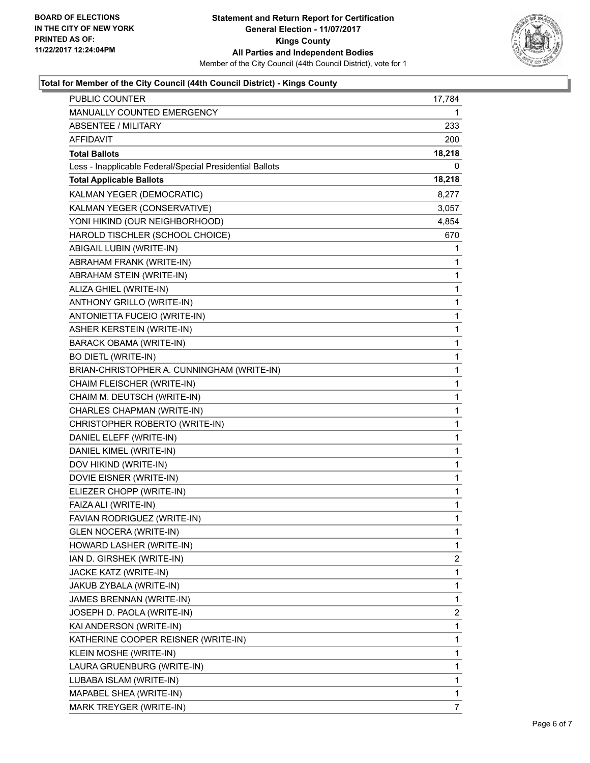**BOARD OF ELECTIONS IN THE CITY OF NEW YORK PRINTED AS OF: 11/22/2017 12:24:04PM**

**Statement and Return Report for Certification**
**General Election - 11/07/2017**
**Kings County**
**All Parties and Independent Bodies**
Member of the City Council (44th Council District), vote for 1

### Total for Member of the City Council (44th Council District) - Kings County

| | |
|---|---|
| PUBLIC COUNTER | 17,784 |
| MANUALLY COUNTED EMERGENCY | 1 |
| ABSENTEE / MILITARY | 233 |
| AFFIDAVIT | 200 |
| **Total Ballots** | **18,218** |
| Less - Inapplicable Federal/Special Presidential Ballots | 0 |
| **Total Applicable Ballots** | **18,218** |
| KALMAN YEGER (DEMOCRATIC) | 8,277 |
| KALMAN YEGER (CONSERVATIVE) | 3,057 |
| YONI HIKIND (OUR NEIGHBORHOOD) | 4,854 |
| HAROLD TISCHLER (SCHOOL CHOICE) | 670 |
| ABIGAIL LUBIN (WRITE-IN) | 1 |
| ABRAHAM FRANK (WRITE-IN) | 1 |
| ABRAHAM STEIN (WRITE-IN) | 1 |
| ALIZA GHIEL (WRITE-IN) | 1 |
| ANTHONY GRILLO (WRITE-IN) | 1 |
| ANTONIETTA FUCEIO (WRITE-IN) | 1 |
| ASHER KERSTEIN (WRITE-IN) | 1 |
| BARACK OBAMA (WRITE-IN) | 1 |
| BO DIETL (WRITE-IN) | 1 |
| BRIAN-CHRISTOPHER A. CUNNINGHAM (WRITE-IN) | 1 |
| CHAIM FLEISCHER (WRITE-IN) | 1 |
| CHAIM M. DEUTSCH (WRITE-IN) | 1 |
| CHARLES CHAPMAN (WRITE-IN) | 1 |
| CHRISTOPHER ROBERTO (WRITE-IN) | 1 |
| DANIEL ELEFF (WRITE-IN) | 1 |
| DANIEL KIMEL (WRITE-IN) | 1 |
| DOV HIKIND (WRITE-IN) | 1 |
| DOVIE EISNER (WRITE-IN) | 1 |
| ELIEZER CHOPP (WRITE-IN) | 1 |
| FAIZA ALI (WRITE-IN) | 1 |
| FAVIAN RODRIGUEZ (WRITE-IN) | 1 |
| GLEN NOCERA (WRITE-IN) | 1 |
| HOWARD LASHER (WRITE-IN) | 1 |
| IAN D. GIRSHEK (WRITE-IN) | 2 |
| JACKE KATZ (WRITE-IN) | 1 |
| JAKUB ZYBALA (WRITE-IN) | 1 |
| JAMES BRENNAN (WRITE-IN) | 1 |
| JOSEPH D. PAOLA (WRITE-IN) | 2 |
| KAI ANDERSON (WRITE-IN) | 1 |
| KATHERINE COOPER REISNER (WRITE-IN) | 1 |
| KLEIN MOSHE (WRITE-IN) | 1 |
| LAURA GRUENBURG (WRITE-IN) | 1 |
| LUBABA ISLAM (WRITE-IN) | 1 |
| MAPABEL SHEA (WRITE-IN) | 1 |
| MARK TREYGER (WRITE-IN) | 7 |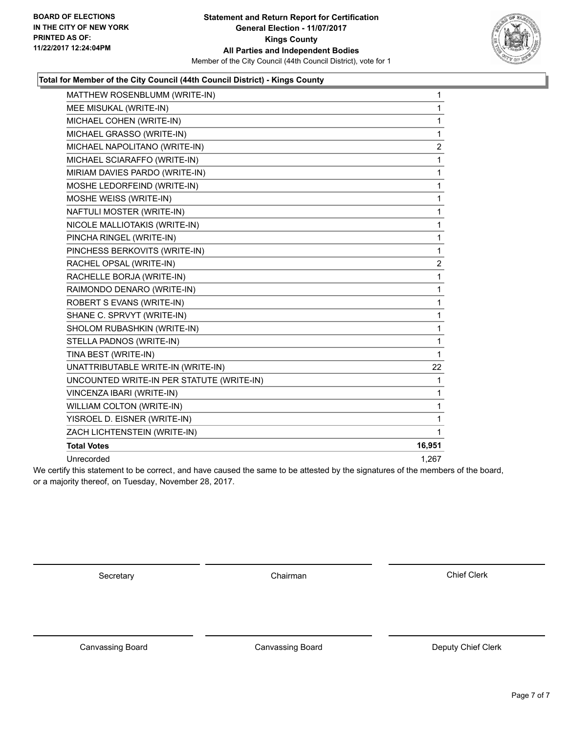**BOARD OF ELECTIONS IN THE CITY OF NEW YORK PRINTED AS OF: 11/22/2017 12:24:04PM**

**Statement and Return Report for Certification General Election - 11/07/2017 Kings County All Parties and Independent Bodies**

Member of the City Council (44th Council District), vote for 1

**Total for Member of the City Council (44th Council District) - Kings County**

| | |
|---|---|
| MATTHEW ROSENBLUMM (WRITE-IN) | 1 |
| MEE MISUKAL (WRITE-IN) | 1 |
| MICHAEL COHEN (WRITE-IN) | 1 |
| MICHAEL GRASSO (WRITE-IN) | 1 |
| MICHAEL NAPOLITANO (WRITE-IN) | 2 |
| MICHAEL SCIARAFFO (WRITE-IN) | 1 |
| MIRIAM DAVIES PARDO (WRITE-IN) | 1 |
| MOSHE LEDORFEIND (WRITE-IN) | 1 |
| MOSHE WEISS (WRITE-IN) | 1 |
| NAFTULI MOSTER (WRITE-IN) | 1 |
| NICOLE MALLIOTAKIS (WRITE-IN) | 1 |
| PINCHA RINGEL (WRITE-IN) | 1 |
| PINCHESS BERKOVITS (WRITE-IN) | 1 |
| RACHEL OPSAL (WRITE-IN) | 2 |
| RACHELLE BORJA (WRITE-IN) | 1 |
| RAIMONDO DENARO (WRITE-IN) | 1 |
| ROBERT S EVANS (WRITE-IN) | 1 |
| SHANE C. SPRVYT (WRITE-IN) | 1 |
| SHOLOM RUBASHKIN (WRITE-IN) | 1 |
| STELLA PADNOS (WRITE-IN) | 1 |
| TINA BEST (WRITE-IN) | 1 |
| UNATTRIBUTABLE WRITE-IN (WRITE-IN) | 22 |
| UNCOUNTED WRITE-IN PER STATUTE (WRITE-IN) | 1 |
| VINCENZA IBARI (WRITE-IN) | 1 |
| WILLIAM COLTON (WRITE-IN) | 1 |
| YISROEL D. EISNER (WRITE-IN) | 1 |
| ZACH LICHTENSTEIN (WRITE-IN) | 1 |
| **Total Votes** | **16,951** |
| Unrecorded | 1,267 |

We certify this statement to be correct, and have caused the same to be attested by the signatures of the members of the board, or a majority thereof, on Tuesday, November 28, 2017.

Secretary    Chairman    Chief Clerk

Canvassing Board    Canvassing Board    Deputy Chief Clerk